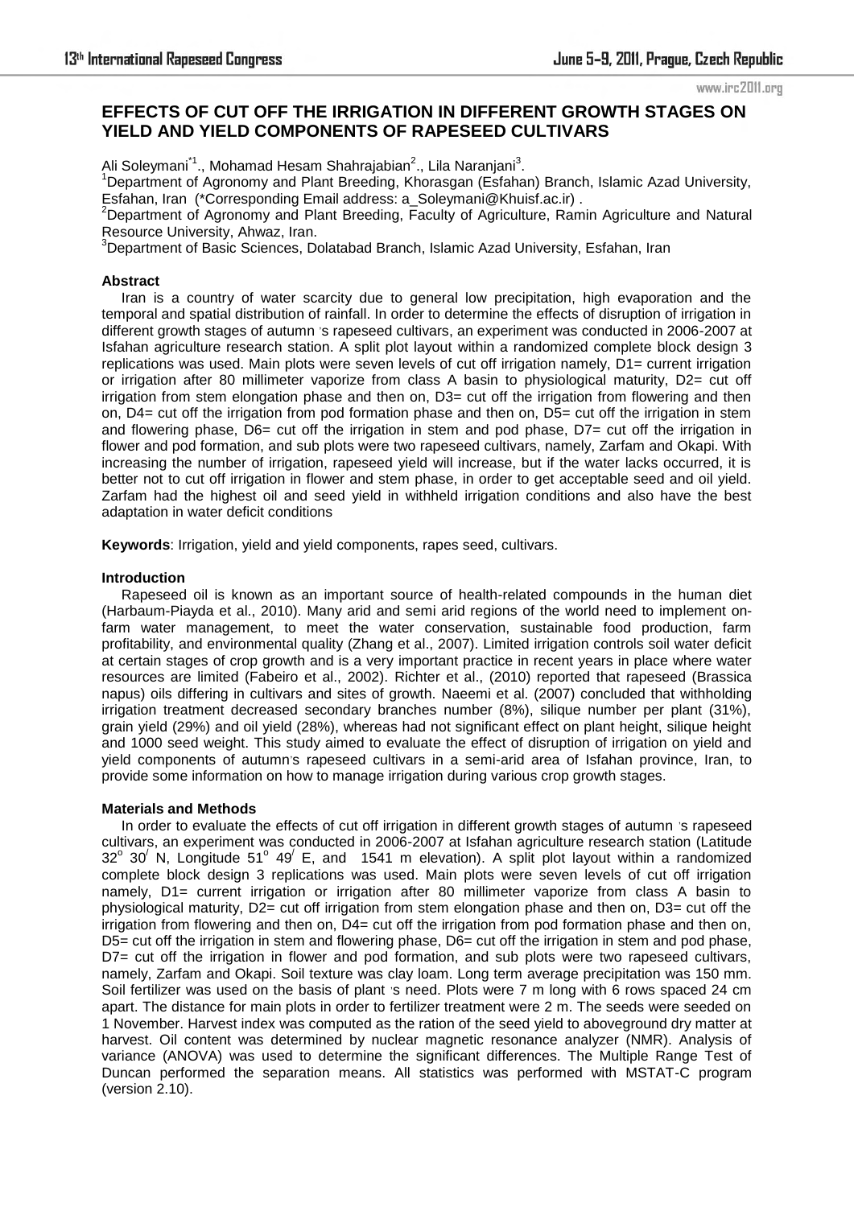# EFFECTS OF CUT OFF THE IRRIGATION IN DIFFERENT GROWTH STAGES ON YIELD AND YIELD COMPONENTS OF RAPESEED CULTIVARS

Ali Soleymani[*1]., Mohamad Hesam Shahrajabian[2]., Lila Naranjani[3].

[1]Department of Agronomy and Plant Breeding, Khorasgan (Esfahan) Branch, Islamic Azad University, Esfahan, Iran (*Corresponding Email address: a_Soleymani@Khuisf.ac.ir) .

[2]Department of Agronomy and Plant Breeding, Faculty of Agriculture, Ramin Agriculture and Natural Resource University, Ahwaz, Iran.

[3]Department of Basic Sciences, Dolatabad Branch, Islamic Azad University, Esfahan, Iran

### Abstract

Iran is a country of water scarcity due to general low precipitation, high evaporation and the temporal and spatial distribution of rainfall. In order to determine the effects of disruption of irrigation in different growth stages of autumn 's rapeseed cultivars, an experiment was conducted in 2006-2007 at Isfahan agriculture research station. A split plot layout within a randomized complete block design 3 replications was used. Main plots were seven levels of cut off irrigation namely, D1= current irrigation or irrigation after 80 millimeter vaporize from class A basin to physiological maturity, D2= cut off irrigation from stem elongation phase and then on, D3= cut off the irrigation from flowering and then on, D4= cut off the irrigation from pod formation phase and then on, D5= cut off the irrigation in stem and flowering phase, D6= cut off the irrigation in stem and pod phase, D7= cut off the irrigation in flower and pod formation, and sub plots were two rapeseed cultivars, namely, Zarfam and Okapi. With increasing the number of irrigation, rapeseed yield will increase, but if the water lacks occurred, it is better not to cut off irrigation in flower and stem phase, in order to get acceptable seed and oil yield. Zarfam had the highest oil and seed yield in withheld irrigation conditions and also have the best adaptation in water deficit conditions

**Keywords**: Irrigation, yield and yield components, rapes seed, cultivars.

### Introduction

Rapeseed oil is known as an important source of health-related compounds in the human diet (Harbaum-Piayda et al., 2010). Many arid and semi arid regions of the world need to implement on-farm water management, to meet the water conservation, sustainable food production, farm profitability, and environmental quality (Zhang et al., 2007). Limited irrigation controls soil water deficit at certain stages of crop growth and is a very important practice in recent years in place where water resources are limited (Fabeiro et al., 2002). Richter et al., (2010) reported that rapeseed (Brassica napus) oils differing in cultivars and sites of growth. Naeemi et al. (2007) concluded that withholding irrigation treatment decreased secondary branches number (8%), silique number per plant (31%), grain yield (29%) and oil yield (28%), whereas had not significant effect on plant height, silique height and 1000 seed weight. This study aimed to evaluate the effect of disruption of irrigation on yield and yield components of autumn's rapeseed cultivars in a semi-arid area of Isfahan province, Iran, to provide some information on how to manage irrigation during various crop growth stages.

### Materials and Methods

In order to evaluate the effects of cut off irrigation in different growth stages of autumn 's rapeseed cultivars, an experiment was conducted in 2006-2007 at Isfahan agriculture research station (Latitude $32^{o}$ $30^{/}$ N, Longitude $51^{o}$ $49^{/}$ E, and 1541 m elevation). A split plot layout within a randomized complete block design 3 replications was used. Main plots were seven levels of cut off irrigation namely, D1= current irrigation or irrigation after 80 millimeter vaporize from class A basin to physiological maturity, D2= cut off irrigation from stem elongation phase and then on, D3= cut off the irrigation from flowering and then on, D4= cut off the irrigation from pod formation phase and then on, D5= cut off the irrigation in stem and flowering phase, D6= cut off the irrigation in stem and pod phase, D7= cut off the irrigation in flower and pod formation, and sub plots were two rapeseed cultivars, namely, Zarfam and Okapi. Soil texture was clay loam. Long term average precipitation was 150 mm. Soil fertilizer was used on the basis of plant 's need. Plots were 7 m long with 6 rows spaced 24 cm apart. The distance for main plots in order to fertilizer treatment were 2 m. The seeds were seeded on 1 November. Harvest index was computed as the ration of the seed yield to aboveground dry matter at harvest. Oil content was determined by nuclear magnetic resonance analyzer (NMR). Analysis of variance (ANOVA) was used to determine the significant differences. The Multiple Range Test of Duncan performed the separation means. All statistics was performed with MSTAT-C program (version 2.10).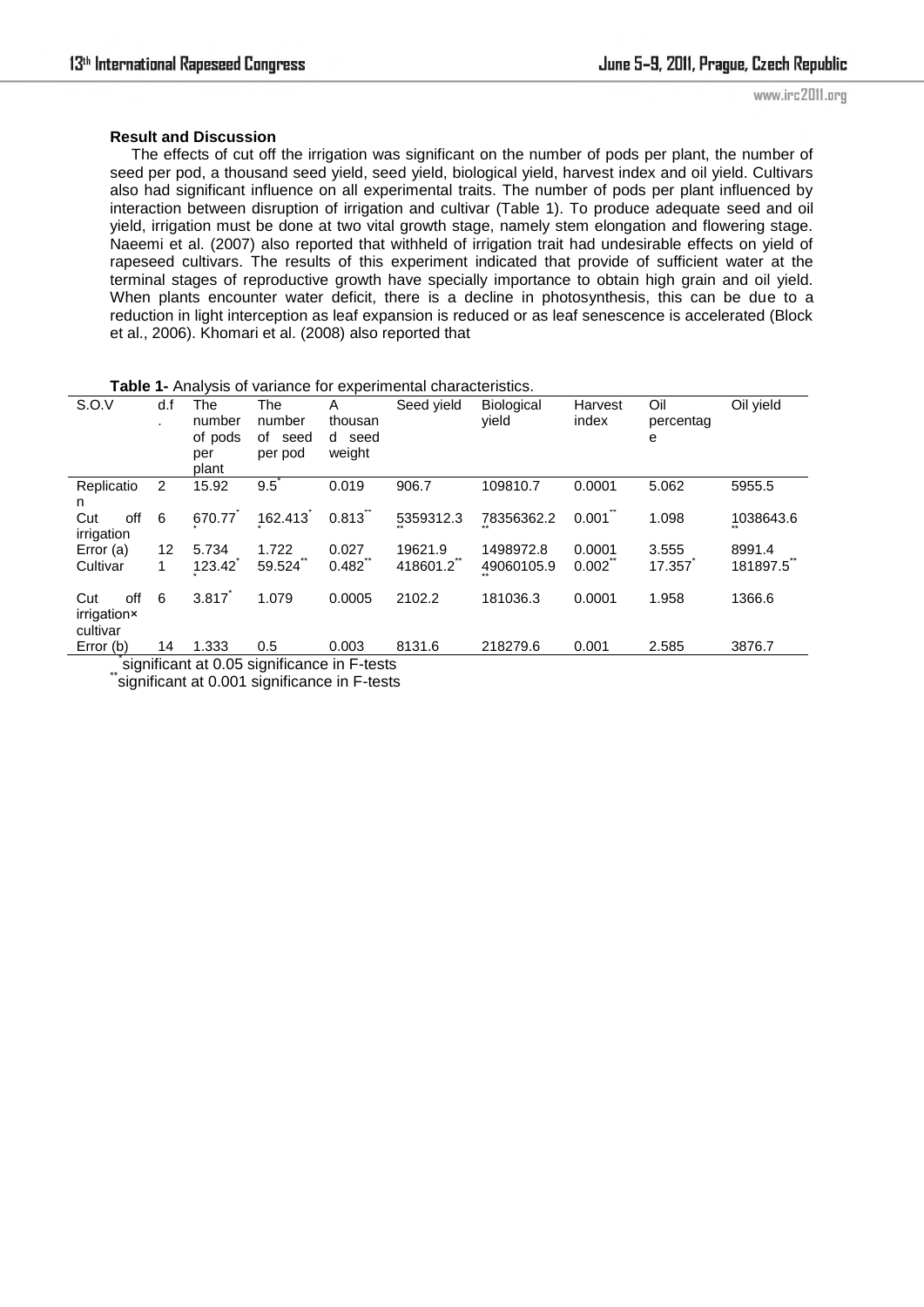**Result and Discussion**

The effects of cut off the irrigation was significant on the number of pods per plant, the number of seed per pod, a thousand seed yield, seed yield, biological yield, harvest index and oil yield. Cultivars also had significant influence on all experimental traits. The number of pods per plant influenced by interaction between disruption of irrigation and cultivar (Table 1). To produce adequate seed and oil yield, irrigation must be done at two vital growth stage, namely stem elongation and flowering stage. Naeemi et al. (2007) also reported that withheld of irrigation trait had undesirable effects on yield of rapeseed cultivars. The results of this experiment indicated that provide of sufficient water at the terminal stages of reproductive growth have specially importance to obtain high grain and oil yield. When plants encounter water deficit, there is a decline in photosynthesis, this can be due to a reduction in light interception as leaf expansion is reduced or as leaf senescence is accelerated (Block et al., 2006). Khomari et al. (2008) also reported that

**Table 1-** Analysis of variance for experimental characteristics.

| S.O.V | d.f. | The number of pods per plant | The number of seed per pod | A thousand seed weight | Seed yield | Biological yield | Harvest index | Oil percentage | Oil yield |
|---|---|---|---|---|---|---|---|---|---|
| Replication | 2 | 15.92 | 9.5* | 0.019 | 906.7 | 109810.7 | 0.0001 | 5.062 | 5955.5 |
| Cut off irrigation | 6 | 670.77** | 162.413** | 0.813** | 5359312.3** | 78356362.2** | 0.001** | 1.098 | 1038643.6** |
| Error (a) | 12 | 5.734 | 1.722 | 0.027 | 19621.9 | 1498972.8 | 0.0001 | 3.555 | 8991.4 |
| Cultivar | 1 | 123.42** | 59.524** | 0.482** | 418601.2** | 49060105.9** | 0.002** | 17.357* | 181897.5** |
| Cut off irrigation× cultivar | 6 | 3.817* | 1.079 | 0.0005 | 2102.2 | 181036.3 | 0.0001 | 1.958 | 1366.6 |
| Error (b) | 14 | 1.333 | 0.5 | 0.003 | 8131.6 | 218279.6 | 0.001 | 2.585 | 3876.7 |

*significant at 0.05 significance in F-tests

**significant at 0.001 significance in F-tests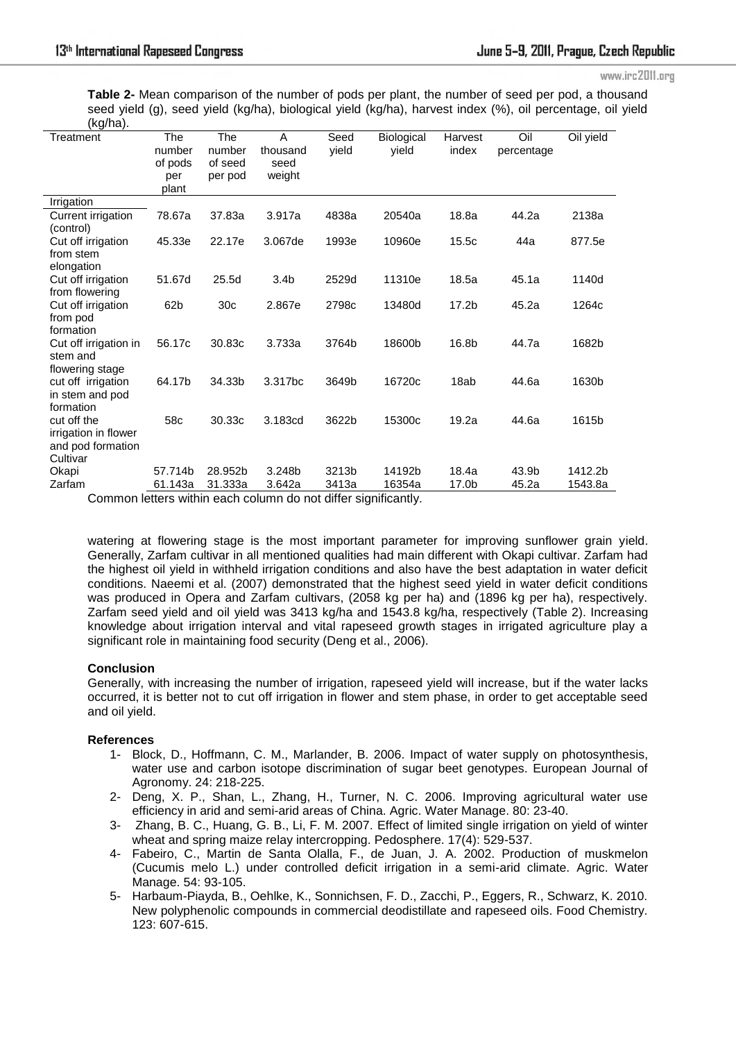**Table 2-** Mean comparison of the number of pods per plant, the number of seed per pod, a thousand seed yield (g), seed yield (kg/ha), biological yield (kg/ha), harvest index (%), oil percentage, oil yield (kg/ha).

| Treatment | The number of pods per plant | The number of seed per pod | A thousand seed weight | Seed yield | Biological yield | Harvest index | Oil percentage | Oil yield |
|---|---|---|---|---|---|---|---|---|
| Irrigation | | | | | | | | |
| Current irrigation (control) | 78.67a | 37.83a | 3.917a | 4838a | 20540a | 18.8a | 44.2a | 2138a |
| Cut off irrigation from stem elongation | 45.33e | 22.17e | 3.067de | 1993e | 10960e | 15.5c | 44a | 877.5e |
| Cut off irrigation from flowering | 51.67d | 25.5d | 3.4b | 2529d | 11310e | 18.5a | 45.1a | 1140d |
| Cut off irrigation from pod formation | 62b | 30c | 2.867e | 2798c | 13480d | 17.2b | 45.2a | 1264c |
| Cut off irrigation in stem and flowering stage | 56.17c | 30.83c | 3.733a | 3764b | 18600b | 16.8b | 44.7a | 1682b |
| cut off irrigation in stem and pod formation | 64.17b | 34.33b | 3.317bc | 3649b | 16720c | 18ab | 44.6a | 1630b |
| cut off the irrigation in flower and pod formation | 58c | 30.33c | 3.183cd | 3622b | 15300c | 19.2a | 44.6a | 1615b |
| Cultivar | | | | | | | | |
| Okapi | 57.714b | 28.952b | 3.248b | 3213b | 14192b | 18.4a | 43.9b | 1412.2b |
| Zarfam | 61.143a | 31.333a | 3.642a | 3413a | 16354a | 17.0b | 45.2a | 1543.8a |

Common letters within each column do not differ significantly.

watering at flowering stage is the most important parameter for improving sunflower grain yield. Generally, Zarfam cultivar in all mentioned qualities had main different with Okapi cultivar. Zarfam had the highest oil yield in withheld irrigation conditions and also have the best adaptation in water deficit conditions. Naeemi et al. (2007) demonstrated that the highest seed yield in water deficit conditions was produced in Opera and Zarfam cultivars, (2058 kg per ha) and (1896 kg per ha), respectively. Zarfam seed yield and oil yield was 3413 kg/ha and 1543.8 kg/ha, respectively (Table 2). Increasing knowledge about irrigation interval and vital rapeseed growth stages in irrigated agriculture play a significant role in maintaining food security (Deng et al., 2006).

## Conclusion

Generally, with increasing the number of irrigation, rapeseed yield will increase, but if the water lacks occurred, it is better not to cut off irrigation in flower and stem phase, in order to get acceptable seed and oil yield.

## References

1- Block, D., Hoffmann, C. M., Marlander, B. 2006. Impact of water supply on photosynthesis, water use and carbon isotope discrimination of sugar beet genotypes. European Journal of Agronomy. 24: 218-225.

2- Deng, X. P., Shan, L., Zhang, H., Turner, N. C. 2006. Improving agricultural water use efficiency in arid and semi-arid areas of China. Agric. Water Manage. 80: 23-40.

3- Zhang, B. C., Huang, G. B., Li, F. M. 2007. Effect of limited single irrigation on yield of winter wheat and spring maize relay intercropping. Pedosphere. 17(4): 529-537.

4- Fabeiro, C., Martin de Santa Olalla, F., de Juan, J. A. 2002. Production of muskmelon (Cucumis melo L.) under controlled deficit irrigation in a semi-arid climate. Agric. Water Manage. 54: 93-105.

5- Harbaum-Piayda, B., Oehlke, K., Sonnichsen, F. D., Zacchi, P., Eggers, R., Schwarz, K. 2010. New polyphenolic compounds in commercial deodistillate and rapeseed oils. Food Chemistry. 123: 607-615.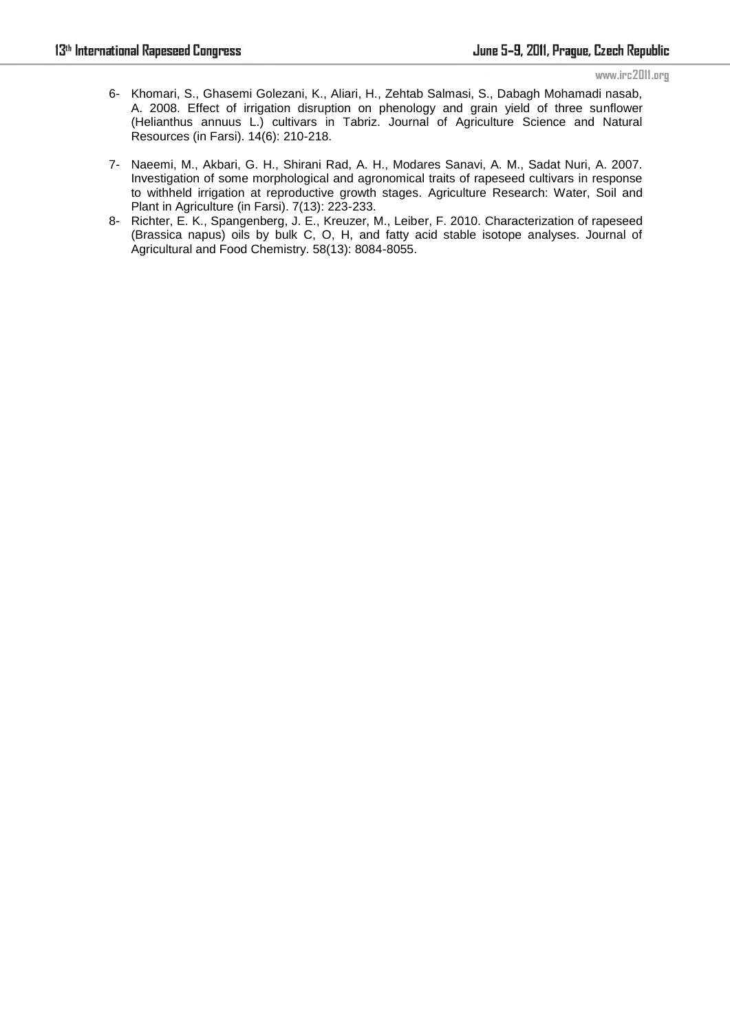6- Khomari, S., Ghasemi Golezani, K., Aliari, H., Zehtab Salmasi, S., Dabagh Mohamadi nasab, A. 2008. Effect of irrigation disruption on phenology and grain yield of three sunflower (Helianthus annuus L.) cultivars in Tabriz. Journal of Agriculture Science and Natural Resources (in Farsi). 14(6): 210-218.

7- Naeemi, M., Akbari, G. H., Shirani Rad, A. H., Modares Sanavi, A. M., Sadat Nuri, A. 2007. Investigation of some morphological and agronomical traits of rapeseed cultivars in response to withheld irrigation at reproductive growth stages. Agriculture Research: Water, Soil and Plant in Agriculture (in Farsi). 7(13): 223-233.

8- Richter, E. K., Spangenberg, J. E., Kreuzer, M., Leiber, F. 2010. Characterization of rapeseed (Brassica napus) oils by bulk C, O, H, and fatty acid stable isotope analyses. Journal of Agricultural and Food Chemistry. 58(13): 8084-8055.